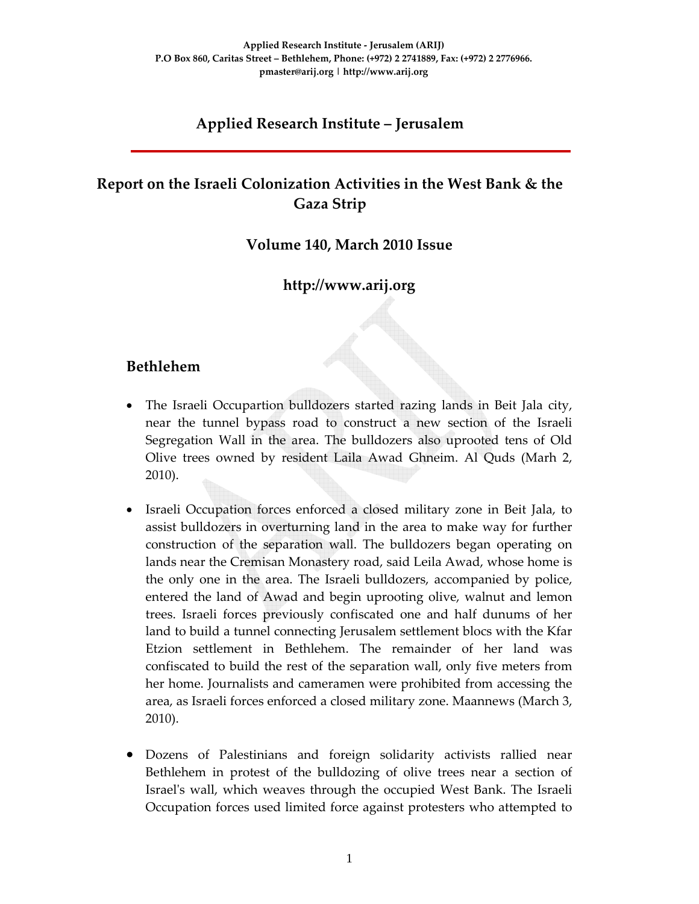**Applied Research Institute - Jerusalem (ARIJ)**
**P.O Box 860, Caritas Street – Bethlehem, Phone: (+972) 2 2741889, Fax: (+972) 2 2776966.**
**pmaster@arij.org | http://www.arij.org**

## Applied Research Institute – Jerusalem

# Report on the Israeli Colonization Activities in the West Bank & the Gaza Strip

### Volume 140, March 2010 Issue

### http://www.arij.org

## Bethlehem

- The Israeli Occupartion bulldozers started razing lands in Beit Jala city, near the tunnel bypass road to construct a new section of the Israeli Segregation Wall in the area. The bulldozers also uprooted tens of Old Olive trees owned by resident Laila Awad Ghneim. Al Quds (Marh 2, 2010).

- Israeli Occupation forces enforced a closed military zone in Beit Jala, to assist bulldozers in overturning land in the area to make way for further construction of the separation wall. The bulldozers began operating on lands near the Cremisan Monastery road, said Leila Awad, whose home is the only one in the area. The Israeli bulldozers, accompanied by police, entered the land of Awad and begin uprooting olive, walnut and lemon trees. Israeli forces previously confiscated one and half dunums of her land to build a tunnel connecting Jerusalem settlement blocs with the Kfar Etzion settlement in Bethlehem. The remainder of her land was confiscated to build the rest of the separation wall, only five meters from her home. Journalists and cameramen were prohibited from accessing the area, as Israeli forces enforced a closed military zone. Maannews (March 3, 2010).

- Dozens of Palestinians and foreign solidarity activists rallied near Bethlehem in protest of the bulldozing of olive trees near a section of Israel's wall, which weaves through the occupied West Bank. The Israeli Occupation forces used limited force against protesters who attempted to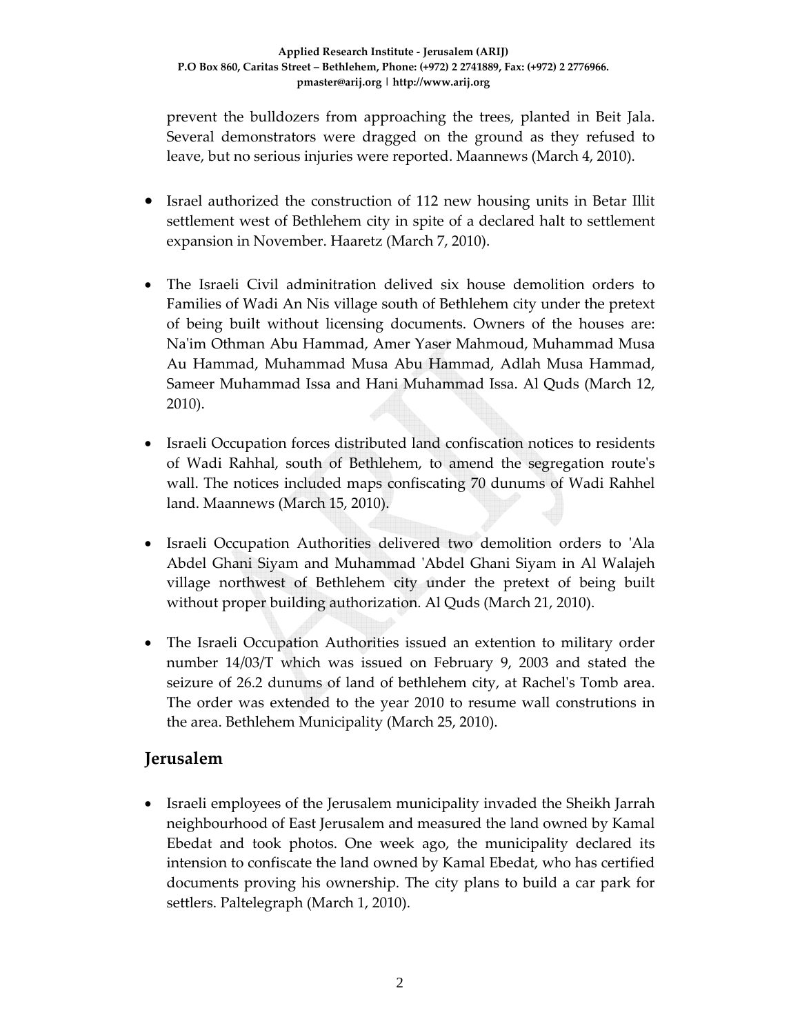prevent the bulldozers from approaching the trees, planted in Beit Jala. Several demonstrators were dragged on the ground as they refused to leave, but no serious injuries were reported. Maannews (March 4, 2010).

- Israel authorized the construction of 112 new housing units in Betar Illit settlement west of Bethlehem city in spite of a declared halt to settlement expansion in November. Haaretz (March 7, 2010).

- The Israeli Civil adminitration delived six house demolition orders to Families of Wadi An Nis village south of Bethlehem city under the pretext of being built without licensing documents. Owners of the houses are: Na'im Othman Abu Hammad, Amer Yaser Mahmoud, Muhammad Musa Au Hammad, Muhammad Musa Abu Hammad, Adlah Musa Hammad, Sameer Muhammad Issa and Hani Muhammad Issa. Al Quds (March 12, 2010).

- Israeli Occupation forces distributed land confiscation notices to residents of Wadi Rahhal, south of Bethlehem, to amend the segregation route's wall. The notices included maps confiscating 70 dunums of Wadi Rahhel land. Maannews (March 15, 2010).

- Israeli Occupation Authorities delivered two demolition orders to 'Ala Abdel Ghani Siyam and Muhammad 'Abdel Ghani Siyam in Al Walajeh village northwest of Bethlehem city under the pretext of being built without proper building authorization. Al Quds (March 21, 2010).

- The Israeli Occupation Authorities issued an extention to military order number 14/03/T which was issued on February 9, 2003 and stated the seizure of 26.2 dunums of land of bethlehem city, at Rachel's Tomb area. The order was extended to the year 2010 to resume wall construtions in the area. Bethlehem Municipality (March 25, 2010).

## Jerusalem

- Israeli employees of the Jerusalem municipality invaded the Sheikh Jarrah neighbourhood of East Jerusalem and measured the land owned by Kamal Ebedat and took photos. One week ago, the municipality declared its intension to confiscate the land owned by Kamal Ebedat, who has certified documents proving his ownership. The city plans to build a car park for settlers. Paltelegraph (March 1, 2010).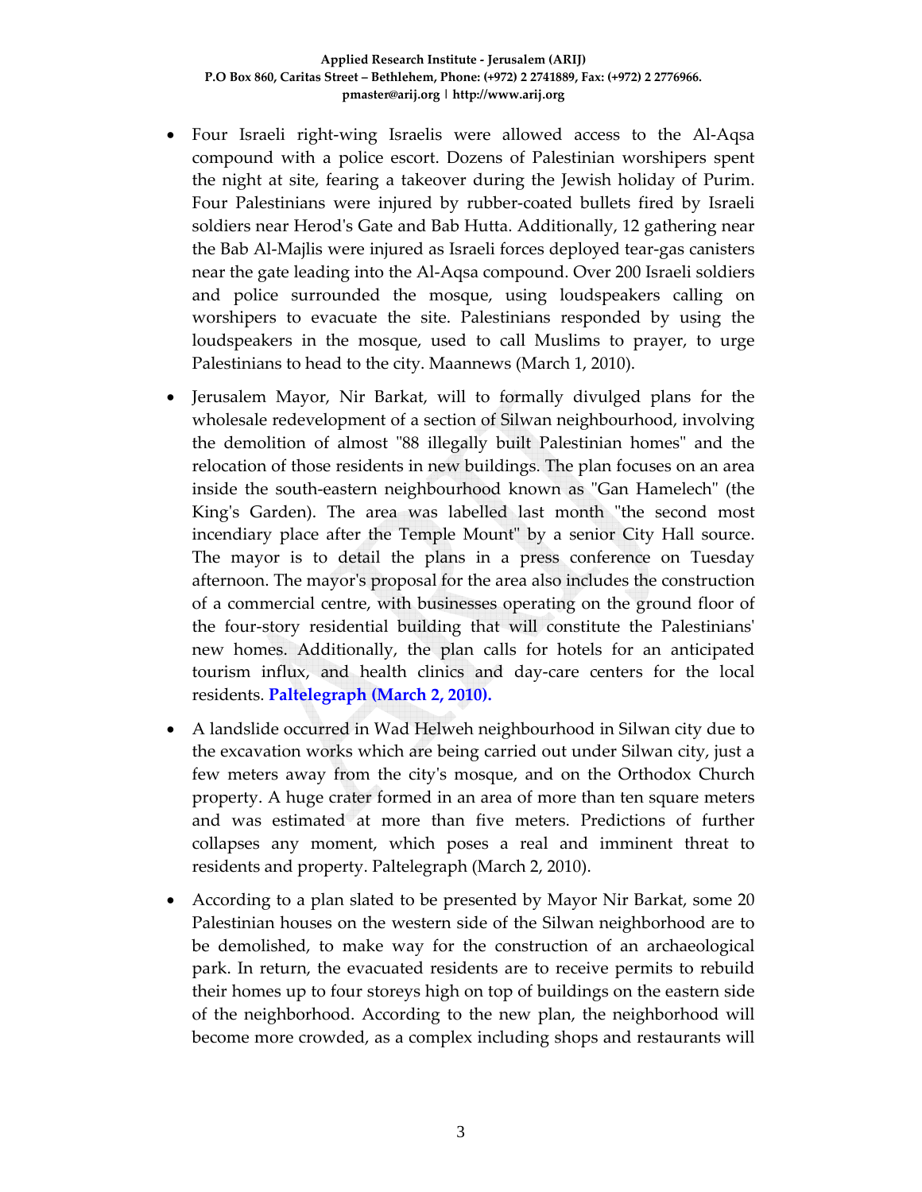- Four Israeli right-wing Israelis were allowed access to the Al-Aqsa compound with a police escort. Dozens of Palestinian worshipers spent the night at site, fearing a takeover during the Jewish holiday of Purim. Four Palestinians were injured by rubber-coated bullets fired by Israeli soldiers near Herod's Gate and Bab Hutta. Additionally, 12 gathering near the Bab Al-Majlis were injured as Israeli forces deployed tear-gas canisters near the gate leading into the Al-Aqsa compound. Over 200 Israeli soldiers and police surrounded the mosque, using loudspeakers calling on worshipers to evacuate the site. Palestinians responded by using the loudspeakers in the mosque, used to call Muslims to prayer, to urge Palestinians to head to the city. Maannews (March 1, 2010).

- Jerusalem Mayor, Nir Barkat, will to formally divulged plans for the wholesale redevelopment of a section of Silwan neighbourhood, involving the demolition of almost "88 illegally built Palestinian homes" and the relocation of those residents in new buildings. The plan focuses on an area inside the south-eastern neighbourhood known as "Gan Hamelech" (the King's Garden). The area was labelled last month "the second most incendiary place after the Temple Mount" by a senior City Hall source. The mayor is to detail the plans in a press conference on Tuesday afternoon. The mayor's proposal for the area also includes the construction of a commercial centre, with businesses operating on the ground floor of the four-story residential building that will constitute the Palestinians' new homes. Additionally, the plan calls for hotels for an anticipated tourism influx, and health clinics and day-care centers for the local residents. **Paltelegraph (March 2, 2010).**

- A landslide occurred in Wad Helweh neighbourhood in Silwan city due to the excavation works which are being carried out under Silwan city, just a few meters away from the city's mosque, and on the Orthodox Church property. A huge crater formed in an area of more than ten square meters and was estimated at more than five meters. Predictions of further collapses any moment, which poses a real and imminent threat to residents and property. Paltelegraph (March 2, 2010).

- According to a plan slated to be presented by Mayor Nir Barkat, some 20 Palestinian houses on the western side of the Silwan neighborhood are to be demolished, to make way for the construction of an archaeological park. In return, the evacuated residents are to receive permits to rebuild their homes up to four storeys high on top of buildings on the eastern side of the neighborhood. According to the new plan, the neighborhood will become more crowded, as a complex including shops and restaurants will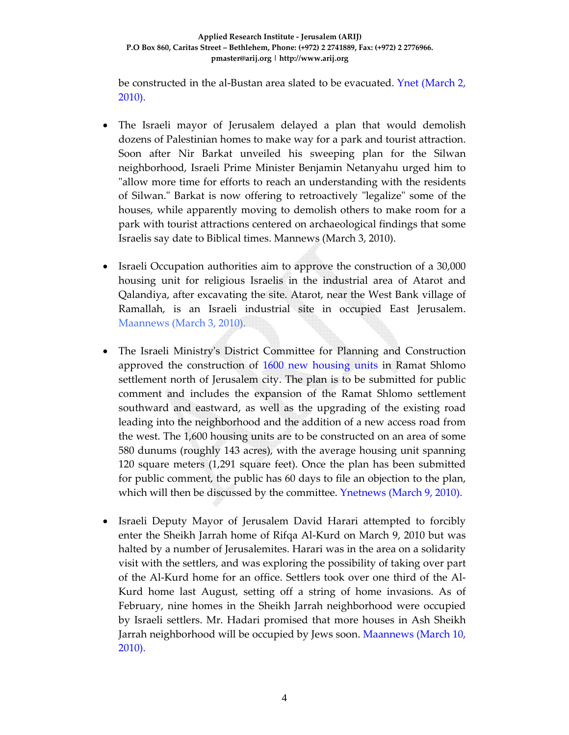be constructed in the al-Bustan area slated to be evacuated. Ynet (March 2, 2010).

- The Israeli mayor of Jerusalem delayed a plan that would demolish dozens of Palestinian homes to make way for a park and tourist attraction. Soon after Nir Barkat unveiled his sweeping plan for the Silwan neighborhood, Israeli Prime Minister Benjamin Netanyahu urged him to "allow more time for efforts to reach an understanding with the residents of Silwan." Barkat is now offering to retroactively "legalize" some of the houses, while apparently moving to demolish others to make room for a park with tourist attractions centered on archaeological findings that some Israelis say date to Biblical times. Mannews (March 3, 2010).

- Israeli Occupation authorities aim to approve the construction of a 30,000 housing unit for religious Israelis in the industrial area of Atarot and Qalandiya, after excavating the site. Atarot, near the West Bank village of Ramallah, is an Israeli industrial site in occupied East Jerusalem. Maannews (March 3, 2010).

- The Israeli Ministry's District Committee for Planning and Construction approved the construction of 1600 new housing units in Ramat Shlomo settlement north of Jerusalem city. The plan is to be submitted for public comment and includes the expansion of the Ramat Shlomo settlement southward and eastward, as well as the upgrading of the existing road leading into the neighborhood and the addition of a new access road from the west. The 1,600 housing units are to be constructed on an area of some 580 dunums (roughly 143 acres), with the average housing unit spanning 120 square meters (1,291 square feet). Once the plan has been submitted for public comment, the public has 60 days to file an objection to the plan, which will then be discussed by the committee. Ynetnews (March 9, 2010).

- Israeli Deputy Mayor of Jerusalem David Harari attempted to forcibly enter the Sheikh Jarrah home of Rifqa Al-Kurd on March 9, 2010 but was halted by a number of Jerusalemites. Harari was in the area on a solidarity visit with the settlers, and was exploring the possibility of taking over part of the Al-Kurd home for an office. Settlers took over one third of the Al-Kurd home last August, setting off a string of home invasions. As of February, nine homes in the Sheikh Jarrah neighborhood were occupied by Israeli settlers. Mr. Hadari promised that more houses in Ash Sheikh Jarrah neighborhood will be occupied by Jews soon. Maannews (March 10, 2010).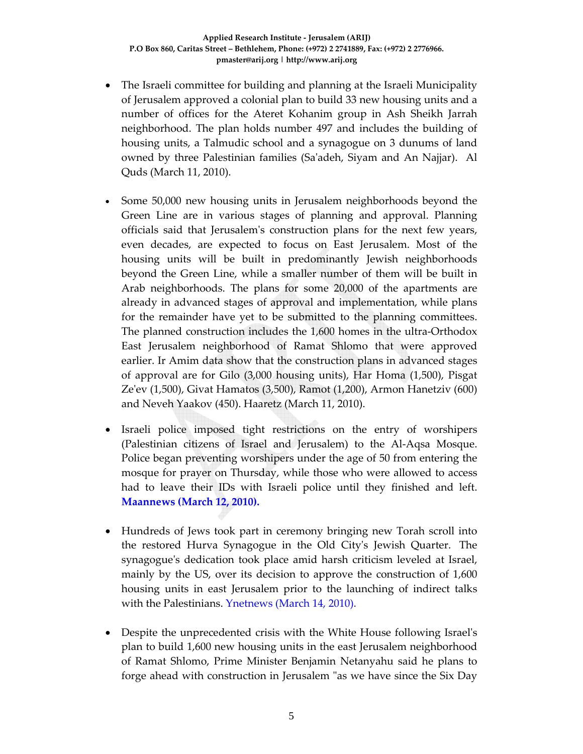- The Israeli committee for building and planning at the Israeli Municipality of Jerusalem approved a colonial plan to build 33 new housing units and a number of offices for the Ateret Kohanim group in Ash Sheikh Jarrah neighborhood. The plan holds number 497 and includes the building of housing units, a Talmudic school and a synagogue on 3 dunums of land owned by three Palestinian families (Sa'adeh, Siyam and An Najjar). Al Quds (March 11, 2010).

- Some 50,000 new housing units in Jerusalem neighborhoods beyond the Green Line are in various stages of planning and approval. Planning officials said that Jerusalem's construction plans for the next few years, even decades, are expected to focus on East Jerusalem. Most of the housing units will be built in predominantly Jewish neighborhoods beyond the Green Line, while a smaller number of them will be built in Arab neighborhoods. The plans for some 20,000 of the apartments are already in advanced stages of approval and implementation, while plans for the remainder have yet to be submitted to the planning committees. The planned construction includes the 1,600 homes in the ultra-Orthodox East Jerusalem neighborhood of Ramat Shlomo that were approved earlier. Ir Amim data show that the construction plans in advanced stages of approval are for Gilo (3,000 housing units), Har Homa (1,500), Pisgat Ze'ev (1,500), Givat Hamatos (3,500), Ramot (1,200), Armon Hanetziv (600) and Neveh Yaakov (450). Haaretz (March 11, 2010).

- Israeli police imposed tight restrictions on the entry of worshipers (Palestinian citizens of Israel and Jerusalem) to the Al-Aqsa Mosque. Police began preventing worshipers under the age of 50 from entering the mosque for prayer on Thursday, while those who were allowed to access had to leave their IDs with Israeli police until they finished and left. **Maannews (March 12, 2010).**

- Hundreds of Jews took part in ceremony bringing new Torah scroll into the restored Hurva Synagogue in the Old City's Jewish Quarter. The synagogue's dedication took place amid harsh criticism leveled at Israel, mainly by the US, over its decision to approve the construction of 1,600 housing units in east Jerusalem prior to the launching of indirect talks with the Palestinians. Ynetnews (March 14, 2010).

- Despite the unprecedented crisis with the White House following Israel's plan to build 1,600 new housing units in the east Jerusalem neighborhood of Ramat Shlomo, Prime Minister Benjamin Netanyahu said he plans to forge ahead with construction in Jerusalem "as we have since the Six Day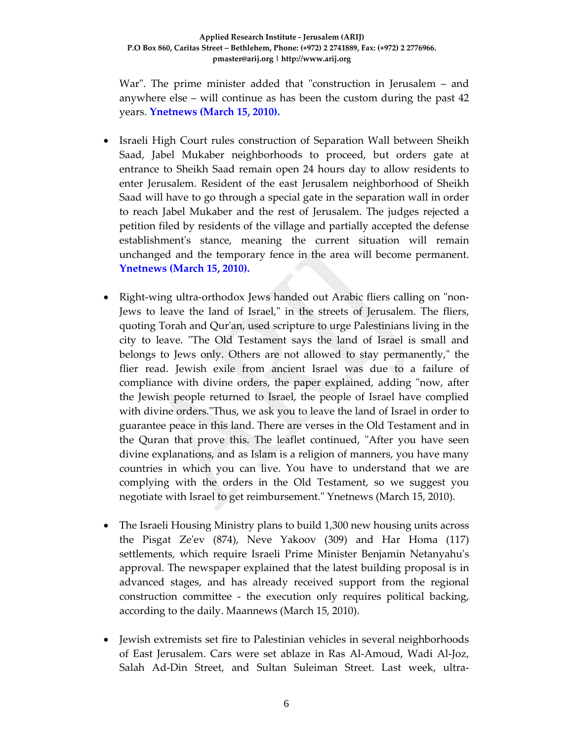War". The prime minister added that "construction in Jerusalem – and anywhere else – will continue as has been the custom during the past 42 years. **Ynetnews (March 15, 2010).**

- Israeli High Court rules construction of Separation Wall between Sheikh Saad, Jabel Mukaber neighborhoods to proceed, but orders gate at entrance to Sheikh Saad remain open 24 hours day to allow residents to enter Jerusalem. Resident of the east Jerusalem neighborhood of Sheikh Saad will have to go through a special gate in the separation wall in order to reach Jabel Mukaber and the rest of Jerusalem. The judges rejected a petition filed by residents of the village and partially accepted the defense establishment's stance, meaning the current situation will remain unchanged and the temporary fence in the area will become permanent. **Ynetnews (March 15, 2010).**

- Right-wing ultra-orthodox Jews handed out Arabic fliers calling on "non-Jews to leave the land of Israel," in the streets of Jerusalem. The fliers, quoting Torah and Qur'an, used scripture to urge Palestinians living in the city to leave. "The Old Testament says the land of Israel is small and belongs to Jews only. Others are not allowed to stay permanently," the flier read. Jewish exile from ancient Israel was due to a failure of compliance with divine orders, the paper explained, adding "now, after the Jewish people returned to Israel, the people of Israel have complied with divine orders."Thus, we ask you to leave the land of Israel in order to guarantee peace in this land. There are verses in the Old Testament and in the Quran that prove this. The leaflet continued, "After you have seen divine explanations, and as Islam is a religion of manners, you have many countries in which you can live. You have to understand that we are complying with the orders in the Old Testament, so we suggest you negotiate with Israel to get reimbursement." Ynetnews (March 15, 2010).

- The Israeli Housing Ministry plans to build 1,300 new housing units across the Pisgat Ze'ev (874), Neve Yakoov (309) and Har Homa (117) settlements, which require Israeli Prime Minister Benjamin Netanyahu's approval. The newspaper explained that the latest building proposal is in advanced stages, and has already received support from the regional construction committee - the execution only requires political backing, according to the daily. Maannews (March 15, 2010).

- Jewish extremists set fire to Palestinian vehicles in several neighborhoods of East Jerusalem. Cars were set ablaze in Ras Al-Amoud, Wadi Al-Joz, Salah Ad-Din Street, and Sultan Suleiman Street. Last week, ultra-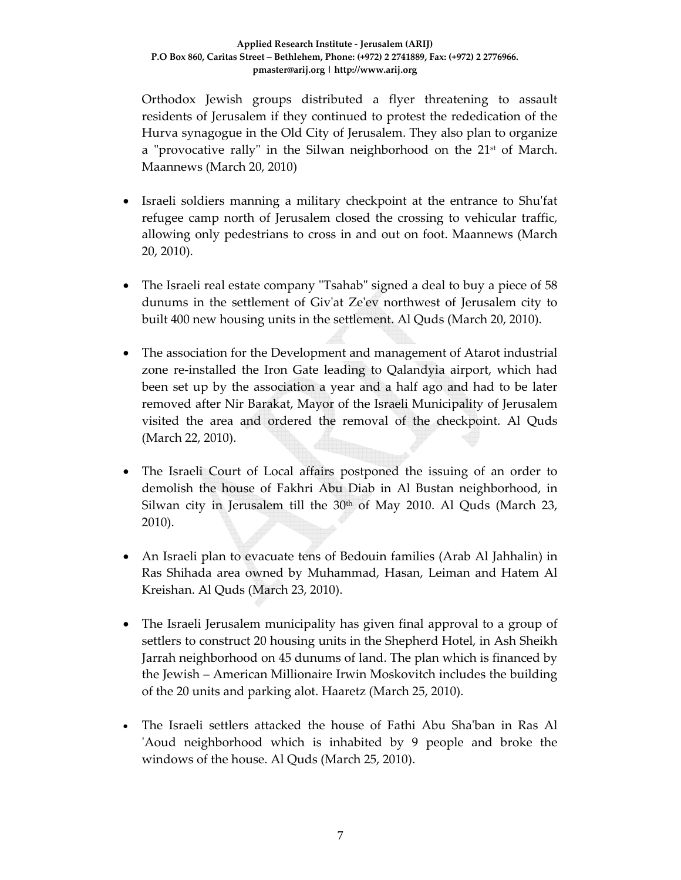Orthodox Jewish groups distributed a flyer threatening to assault residents of Jerusalem if they continued to protest the rededication of the Hurva synagogue in the Old City of Jerusalem. They also plan to organize a "provocative rally" in the Silwan neighborhood on the 21st of March. Maannews (March 20, 2010)

- Israeli soldiers manning a military checkpoint at the entrance to Shu'fat refugee camp north of Jerusalem closed the crossing to vehicular traffic, allowing only pedestrians to cross in and out on foot. Maannews (March 20, 2010).

- The Israeli real estate company "Tsahab" signed a deal to buy a piece of 58 dunums in the settlement of Giv'at Ze'ev northwest of Jerusalem city to built 400 new housing units in the settlement. Al Quds (March 20, 2010).

- The association for the Development and management of Atarot industrial zone re-installed the Iron Gate leading to Qalandyia airport, which had been set up by the association a year and a half ago and had to be later removed after Nir Barakat, Mayor of the Israeli Municipality of Jerusalem visited the area and ordered the removal of the checkpoint. Al Quds (March 22, 2010).

- The Israeli Court of Local affairs postponed the issuing of an order to demolish the house of Fakhri Abu Diab in Al Bustan neighborhood, in Silwan city in Jerusalem till the 30th of May 2010. Al Quds (March 23, 2010).

- An Israeli plan to evacuate tens of Bedouin families (Arab Al Jahhalin) in Ras Shihada area owned by Muhammad, Hasan, Leiman and Hatem Al Kreishan. Al Quds (March 23, 2010).

- The Israeli Jerusalem municipality has given final approval to a group of settlers to construct 20 housing units in the Shepherd Hotel, in Ash Sheikh Jarrah neighborhood on 45 dunums of land. The plan which is financed by the Jewish – American Millionaire Irwin Moskovitch includes the building of the 20 units and parking alot. Haaretz (March 25, 2010).

- The Israeli settlers attacked the house of Fathi Abu Sha'ban in Ras Al 'Aoud neighborhood which is inhabited by 9 people and broke the windows of the house. Al Quds (March 25, 2010).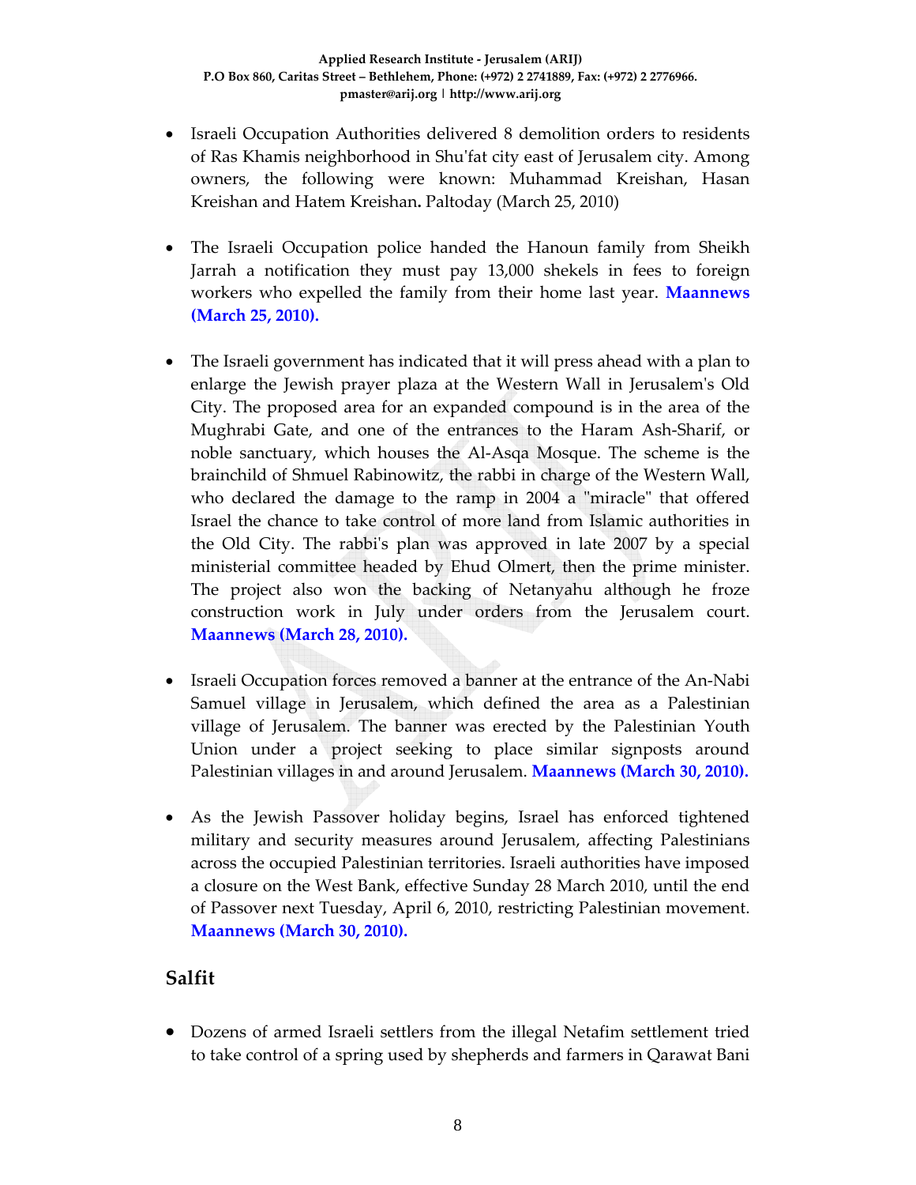- Israeli Occupation Authorities delivered 8 demolition orders to residents of Ras Khamis neighborhood in Shu'fat city east of Jerusalem city. Among owners, the following were known: Muhammad Kreishan, Hasan Kreishan and Hatem Kreishan**.** Paltoday (March 25, 2010)

- The Israeli Occupation police handed the Hanoun family from Sheikh Jarrah a notification they must pay 13,000 shekels in fees to foreign workers who expelled the family from their home last year. **Maannews (March 25, 2010).**

- The Israeli government has indicated that it will press ahead with a plan to enlarge the Jewish prayer plaza at the Western Wall in Jerusalem's Old City. The proposed area for an expanded compound is in the area of the Mughrabi Gate, and one of the entrances to the Haram Ash-Sharif, or noble sanctuary, which houses the Al-Asqa Mosque. The scheme is the brainchild of Shmuel Rabinowitz, the rabbi in charge of the Western Wall, who declared the damage to the ramp in 2004 a "miracle" that offered Israel the chance to take control of more land from Islamic authorities in the Old City. The rabbi's plan was approved in late 2007 by a special ministerial committee headed by Ehud Olmert, then the prime minister. The project also won the backing of Netanyahu although he froze construction work in July under orders from the Jerusalem court. **Maannews (March 28, 2010).**

- Israeli Occupation forces removed a banner at the entrance of the An-Nabi Samuel village in Jerusalem, which defined the area as a Palestinian village of Jerusalem. The banner was erected by the Palestinian Youth Union under a project seeking to place similar signposts around Palestinian villages in and around Jerusalem. **Maannews (March 30, 2010).**

- As the Jewish Passover holiday begins, Israel has enforced tightened military and security measures around Jerusalem, affecting Palestinians across the occupied Palestinian territories. Israeli authorities have imposed a closure on the West Bank, effective Sunday 28 March 2010, until the end of Passover next Tuesday, April 6, 2010, restricting Palestinian movement. **Maannews (March 30, 2010).**

## Salfit

- Dozens of armed Israeli settlers from the illegal Netafim settlement tried to take control of a spring used by shepherds and farmers in Qarawat Bani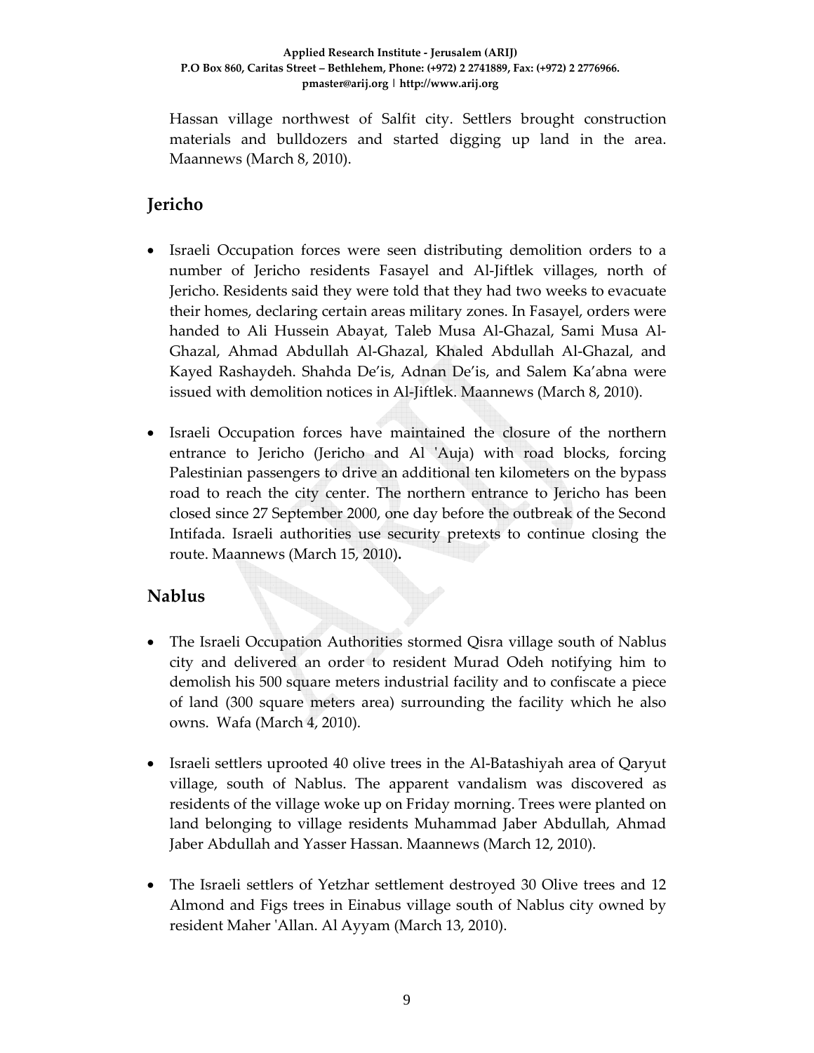Hassan village northwest of Salfit city. Settlers brought construction materials and bulldozers and started digging up land in the area. Maannews (March 8, 2010).

## Jericho

- Israeli Occupation forces were seen distributing demolition orders to a number of Jericho residents Fasayel and Al-Jiftlek villages, north of Jericho. Residents said they were told that they had two weeks to evacuate their homes, declaring certain areas military zones. In Fasayel, orders were handed to Ali Hussein Abayat, Taleb Musa Al-Ghazal, Sami Musa Al-Ghazal, Ahmad Abdullah Al-Ghazal, Khaled Abdullah Al-Ghazal, and Kayed Rashaydeh. Shahda De'is, Adnan De'is, and Salem Ka'abna were issued with demolition notices in Al-Jiftlek. Maannews (March 8, 2010).

- Israeli Occupation forces have maintained the closure of the northern entrance to Jericho (Jericho and Al 'Auja) with road blocks, forcing Palestinian passengers to drive an additional ten kilometers on the bypass road to reach the city center. The northern entrance to Jericho has been closed since 27 September 2000, one day before the outbreak of the Second Intifada. Israeli authorities use security pretexts to continue closing the route. Maannews (March 15, 2010).

## Nablus

- The Israeli Occupation Authorities stormed Qisra village south of Nablus city and delivered an order to resident Murad Odeh notifying him to demolish his 500 square meters industrial facility and to confiscate a piece of land (300 square meters area) surrounding the facility which he also owns. Wafa (March 4, 2010).

- Israeli settlers uprooted 40 olive trees in the Al-Batashiyah area of Qaryut village, south of Nablus. The apparent vandalism was discovered as residents of the village woke up on Friday morning. Trees were planted on land belonging to village residents Muhammad Jaber Abdullah, Ahmad Jaber Abdullah and Yasser Hassan. Maannews (March 12, 2010).

- The Israeli settlers of Yetzhar settlement destroyed 30 Olive trees and 12 Almond and Figs trees in Einabus village south of Nablus city owned by resident Maher 'Allan. Al Ayyam (March 13, 2010).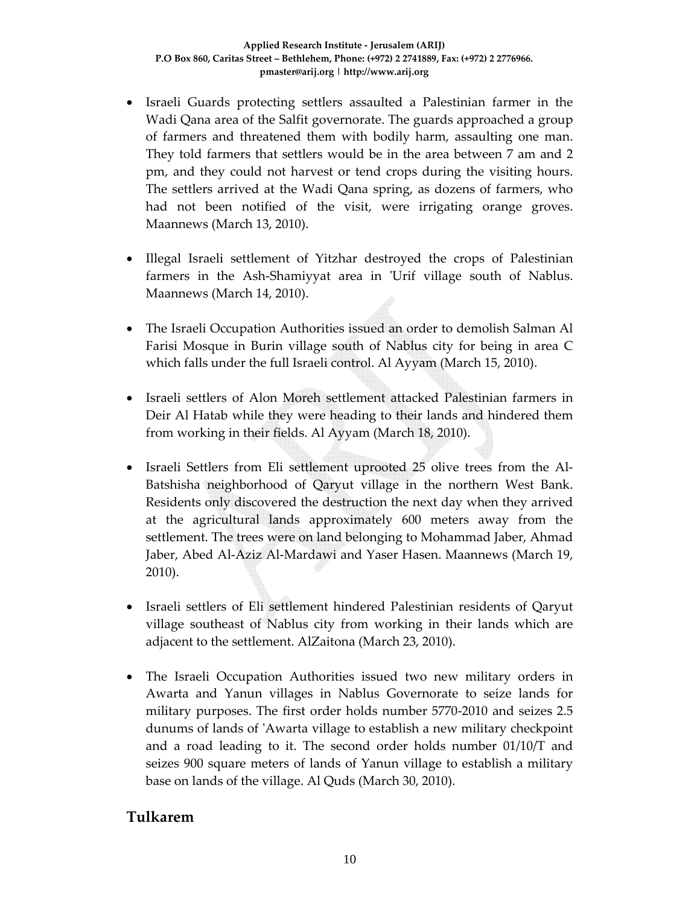- Israeli Guards protecting settlers assaulted a Palestinian farmer in the Wadi Qana area of the Salfit governorate. The guards approached a group of farmers and threatened them with bodily harm, assaulting one man. They told farmers that settlers would be in the area between 7 am and 2 pm, and they could not harvest or tend crops during the visiting hours. The settlers arrived at the Wadi Qana spring, as dozens of farmers, who had not been notified of the visit, were irrigating orange groves. Maannews (March 13, 2010).

- Illegal Israeli settlement of Yitzhar destroyed the crops of Palestinian farmers in the Ash-Shamiyyat area in 'Urif village south of Nablus. Maannews (March 14, 2010).

- The Israeli Occupation Authorities issued an order to demolish Salman Al Farisi Mosque in Burin village south of Nablus city for being in area C which falls under the full Israeli control. Al Ayyam (March 15, 2010).

- Israeli settlers of Alon Moreh settlement attacked Palestinian farmers in Deir Al Hatab while they were heading to their lands and hindered them from working in their fields. Al Ayyam (March 18, 2010).

- Israeli Settlers from Eli settlement uprooted 25 olive trees from the Al-Batshisha neighborhood of Qaryut village in the northern West Bank. Residents only discovered the destruction the next day when they arrived at the agricultural lands approximately 600 meters away from the settlement. The trees were on land belonging to Mohammad Jaber, Ahmad Jaber, Abed Al-Aziz Al-Mardawi and Yaser Hasen. Maannews (March 19, 2010).

- Israeli settlers of Eli settlement hindered Palestinian residents of Qaryut village southeast of Nablus city from working in their lands which are adjacent to the settlement. AlZaitona (March 23, 2010).

- The Israeli Occupation Authorities issued two new military orders in Awarta and Yanun villages in Nablus Governorate to seize lands for military purposes. The first order holds number 5770-2010 and seizes 2.5 dunums of lands of 'Awarta village to establish a new military checkpoint and a road leading to it. The second order holds number 01/10/T and seizes 900 square meters of lands of Yanun village to establish a military base on lands of the village. Al Quds (March 30, 2010).

## Tulkarem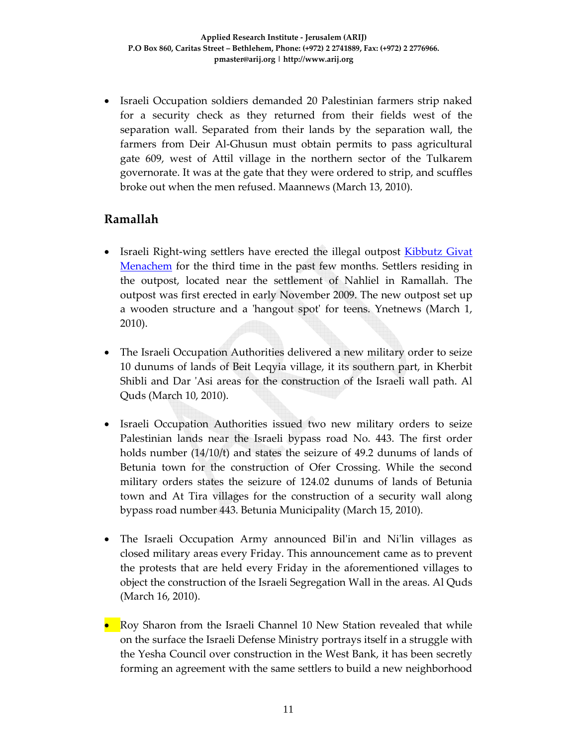- Israeli Occupation soldiers demanded 20 Palestinian farmers strip naked for a security check as they returned from their fields west of the separation wall. Separated from their lands by the separation wall, the farmers from Deir Al-Ghusun must obtain permits to pass agricultural gate 609, west of Attil village in the northern sector of the Tulkarem governorate. It was at the gate that they were ordered to strip, and scuffles broke out when the men refused. Maannews (March 13, 2010).

## Ramallah

- Israeli Right-wing settlers have erected the illegal outpost Kibbutz Givat Menachem for the third time in the past few months. Settlers residing in the outpost, located near the settlement of Nahliel in Ramallah. The outpost was first erected in early November 2009. The new outpost set up a wooden structure and a 'hangout spot' for teens. Ynetnews (March 1, 2010).

- The Israeli Occupation Authorities delivered a new military order to seize 10 dunums of lands of Beit Leqyia village, it its southern part, in Kherbit Shibli and Dar 'Asi areas for the construction of the Israeli wall path. Al Quds (March 10, 2010).

- Israeli Occupation Authorities issued two new military orders to seize Palestinian lands near the Israeli bypass road No. 443. The first order holds number (14/10/t) and states the seizure of 49.2 dunums of lands of Betunia town for the construction of Ofer Crossing. While the second military orders states the seizure of 124.02 dunums of lands of Betunia town and At Tira villages for the construction of a security wall along bypass road number 443. Betunia Municipality (March 15, 2010).

- The Israeli Occupation Army announced Bil'in and Ni'lin villages as closed military areas every Friday. This announcement came as to prevent the protests that are held every Friday in the aforementioned villages to object the construction of the Israeli Segregation Wall in the areas. Al Quds (March 16, 2010).

- Roy Sharon from the Israeli Channel 10 New Station revealed that while on the surface the Israeli Defense Ministry portrays itself in a struggle with the Yesha Council over construction in the West Bank, it has been secretly forming an agreement with the same settlers to build a new neighborhood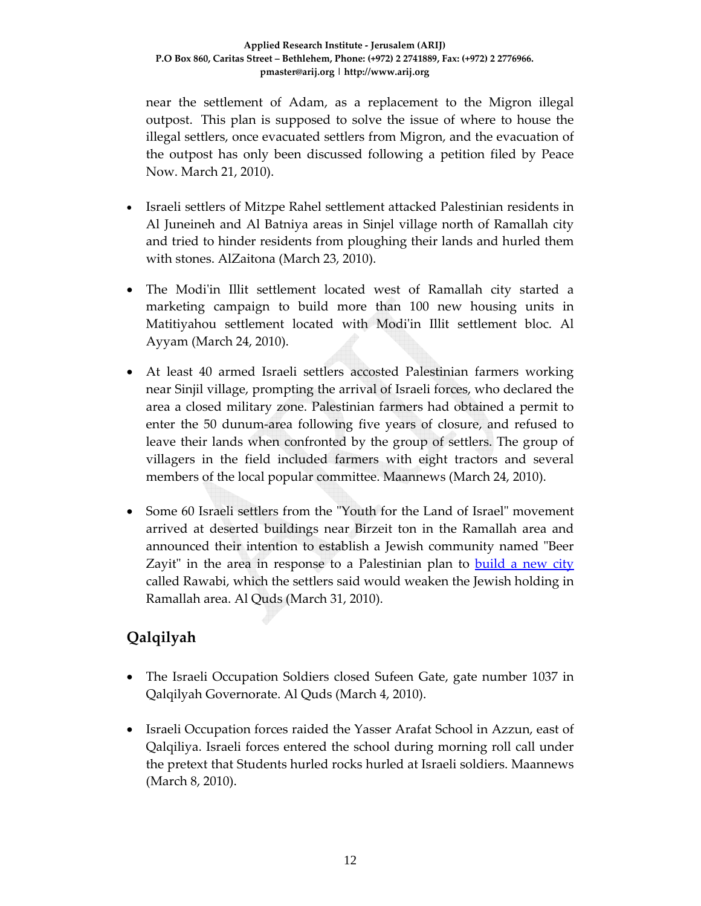near the settlement of Adam, as a replacement to the Migron illegal outpost. This plan is supposed to solve the issue of where to house the illegal settlers, once evacuated settlers from Migron, and the evacuation of the outpost has only been discussed following a petition filed by Peace Now. March 21, 2010).

- Israeli settlers of Mitzpe Rahel settlement attacked Palestinian residents in Al Juneineh and Al Batniya areas in Sinjel village north of Ramallah city and tried to hinder residents from ploughing their lands and hurled them with stones. AlZaitona (March 23, 2010).

- The Modi'in Illit settlement located west of Ramallah city started a marketing campaign to build more than 100 new housing units in Matitiyahou settlement located with Modi'in Illit settlement bloc. Al Ayyam (March 24, 2010).

- At least 40 armed Israeli settlers accosted Palestinian farmers working near Sinjil village, prompting the arrival of Israeli forces, who declared the area a closed military zone. Palestinian farmers had obtained a permit to enter the 50 dunum-area following five years of closure, and refused to leave their lands when confronted by the group of settlers. The group of villagers in the field included farmers with eight tractors and several members of the local popular committee. Maannews (March 24, 2010).

- Some 60 Israeli settlers from the "Youth for the Land of Israel" movement arrived at deserted buildings near Birzeit ton in the Ramallah area and announced their intention to establish a Jewish community named "Beer Zayit" in the area in response to a Palestinian plan to build a new city called Rawabi, which the settlers said would weaken the Jewish holding in Ramallah area. Al Quds (March 31, 2010).

## Qalqilyah

- The Israeli Occupation Soldiers closed Sufeen Gate, gate number 1037 in Qalqilyah Governorate. Al Quds (March 4, 2010).

- Israeli Occupation forces raided the Yasser Arafat School in Azzun, east of Qalqiliya. Israeli forces entered the school during morning roll call under the pretext that Students hurled rocks hurled at Israeli soldiers. Maannews (March 8, 2010).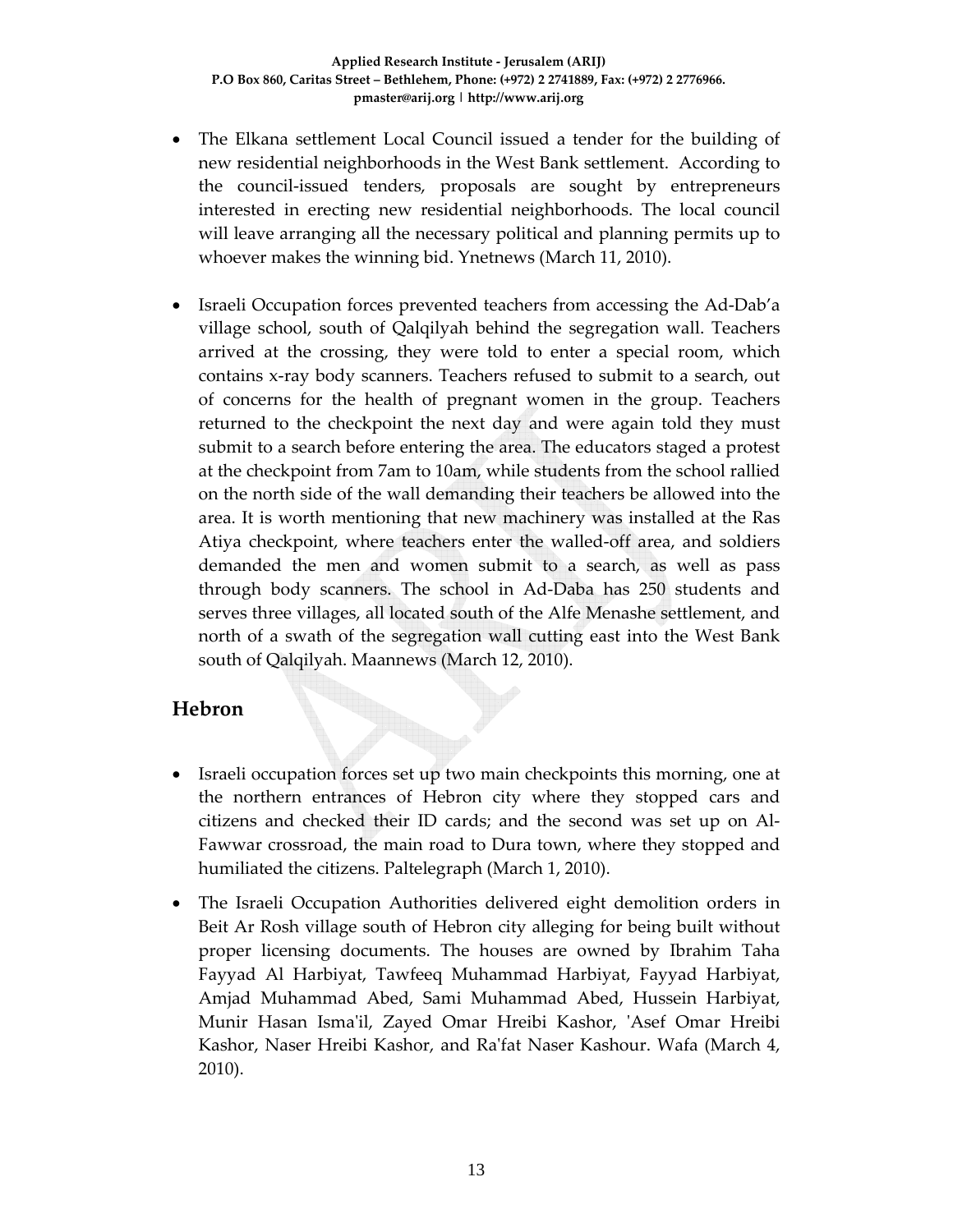- The Elkana settlement Local Council issued a tender for the building of new residential neighborhoods in the West Bank settlement. According to the council-issued tenders, proposals are sought by entrepreneurs interested in erecting new residential neighborhoods. The local council will leave arranging all the necessary political and planning permits up to whoever makes the winning bid. Ynetnews (March 11, 2010).

- Israeli Occupation forces prevented teachers from accessing the Ad-Dab'a village school, south of Qalqilyah behind the segregation wall. Teachers arrived at the crossing, they were told to enter a special room, which contains x-ray body scanners. Teachers refused to submit to a search, out of concerns for the health of pregnant women in the group. Teachers returned to the checkpoint the next day and were again told they must submit to a search before entering the area. The educators staged a protest at the checkpoint from 7am to 10am, while students from the school rallied on the north side of the wall demanding their teachers be allowed into the area. It is worth mentioning that new machinery was installed at the Ras Atiya checkpoint, where teachers enter the walled-off area, and soldiers demanded the men and women submit to a search, as well as pass through body scanners. The school in Ad-Daba has 250 students and serves three villages, all located south of the Alfe Menashe settlement, and north of a swath of the segregation wall cutting east into the West Bank south of Qalqilyah. Maannews (March 12, 2010).

## Hebron

- Israeli occupation forces set up two main checkpoints this morning, one at the northern entrances of Hebron city where they stopped cars and citizens and checked their ID cards; and the second was set up on Al-Fawwar crossroad, the main road to Dura town, where they stopped and humiliated the citizens. Paltelegraph (March 1, 2010).

- The Israeli Occupation Authorities delivered eight demolition orders in Beit Ar Rosh village south of Hebron city alleging for being built without proper licensing documents. The houses are owned by Ibrahim Taha Fayyad Al Harbiyat, Tawfeeq Muhammad Harbiyat, Fayyad Harbiyat, Amjad Muhammad Abed, Sami Muhammad Abed, Hussein Harbiyat, Munir Hasan Isma'il, Zayed Omar Hreibi Kashor, 'Asef Omar Hreibi Kashor, Naser Hreibi Kashor, and Ra'fat Naser Kashour. Wafa (March 4, 2010).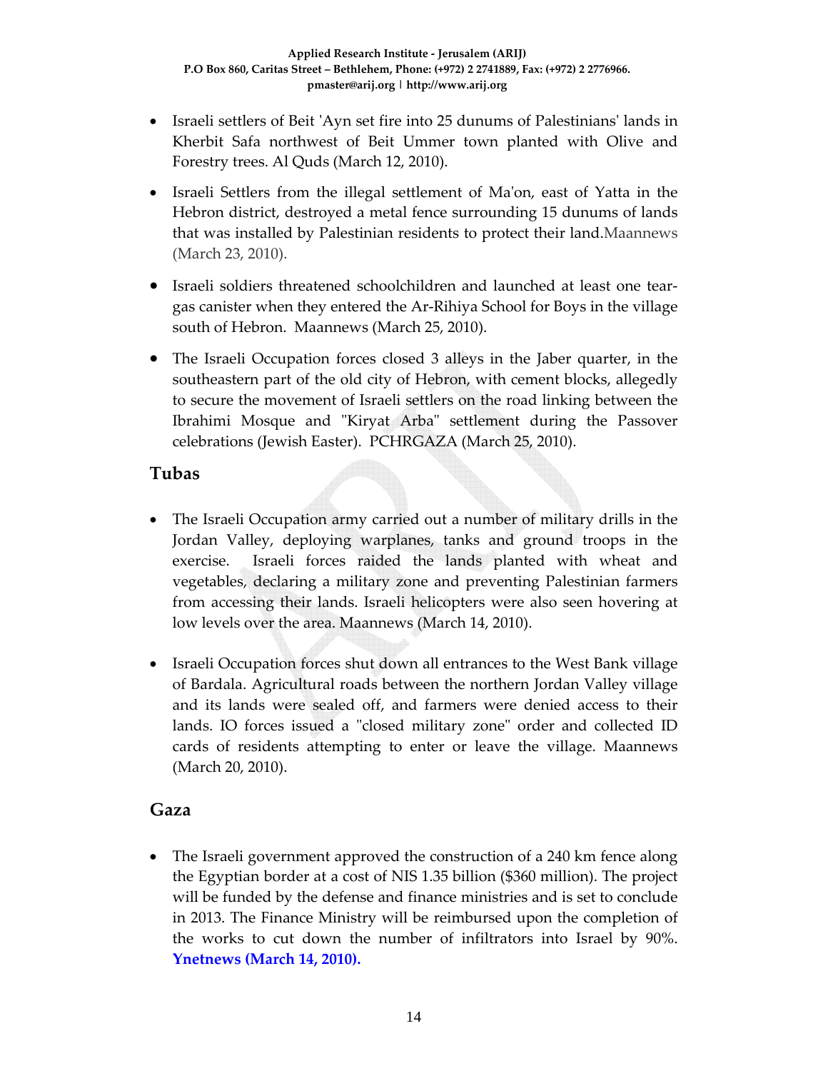- Israeli settlers of Beit 'Ayn set fire into 25 dunums of Palestinians' lands in Kherbit Safa northwest of Beit Ummer town planted with Olive and Forestry trees. Al Quds (March 12, 2010).

- Israeli Settlers from the illegal settlement of Ma'on, east of Yatta in the Hebron district, destroyed a metal fence surrounding 15 dunums of lands that was installed by Palestinian residents to protect their land.Maannews (March 23, 2010).

- Israeli soldiers threatened schoolchildren and launched at least one tear-gas canister when they entered the Ar-Rihiya School for Boys in the village south of Hebron. Maannews (March 25, 2010).

- The Israeli Occupation forces closed 3 alleys in the Jaber quarter, in the southeastern part of the old city of Hebron, with cement blocks, allegedly to secure the movement of Israeli settlers on the road linking between the Ibrahimi Mosque and "Kiryat Arba" settlement during the Passover celebrations (Jewish Easter). PCHRGAZA (March 25, 2010).

## Tubas

- The Israeli Occupation army carried out a number of military drills in the Jordan Valley, deploying warplanes, tanks and ground troops in the exercise. Israeli forces raided the lands planted with wheat and vegetables, declaring a military zone and preventing Palestinian farmers from accessing their lands. Israeli helicopters were also seen hovering at low levels over the area. Maannews (March 14, 2010).

- Israeli Occupation forces shut down all entrances to the West Bank village of Bardala. Agricultural roads between the northern Jordan Valley village and its lands were sealed off, and farmers were denied access to their lands. IO forces issued a "closed military zone" order and collected ID cards of residents attempting to enter or leave the village. Maannews (March 20, 2010).

## Gaza

- The Israeli government approved the construction of a 240 km fence along the Egyptian border at a cost of NIS 1.35 billion ($360 million). The project will be funded by the defense and finance ministries and is set to conclude in 2013. The Finance Ministry will be reimbursed upon the completion of the works to cut down the number of infiltrators into Israel by 90%. **Ynetnews (March 14, 2010).**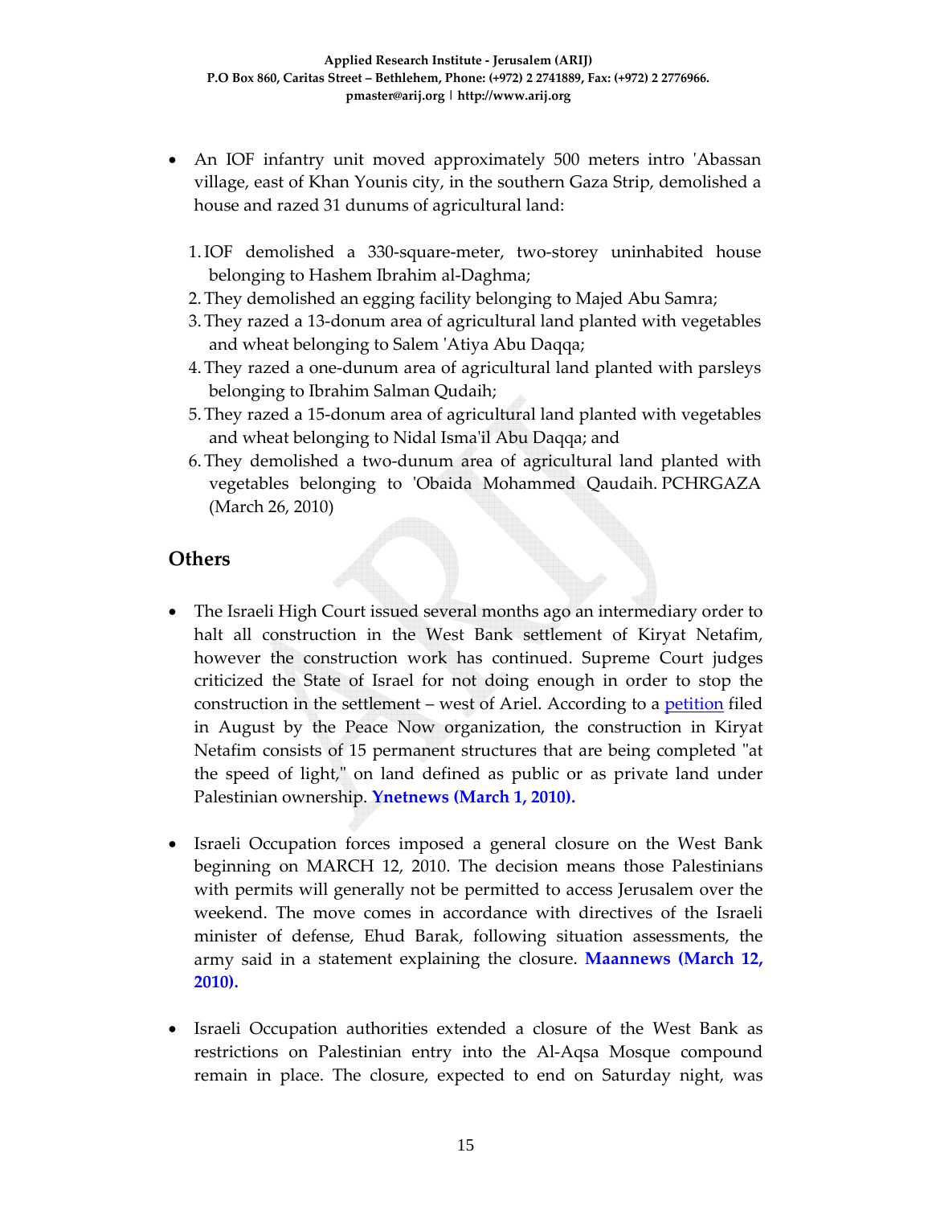- An IOF infantry unit moved approximately 500 meters intro 'Abassan village, east of Khan Younis city, in the southern Gaza Strip, demolished a house and razed 31 dunums of agricultural land:

1. IOF demolished a 330-square-meter, two-storey uninhabited house belonging to Hashem Ibrahim al-Daghma;
2. They demolished an egging facility belonging to Majed Abu Samra;
3. They razed a 13-donum area of agricultural land planted with vegetables and wheat belonging to Salem 'Atiya Abu Daqqa;
4. They razed a one-dunum area of agricultural land planted with parsleys belonging to Ibrahim Salman Qudaih;
5. They razed a 15-donum area of agricultural land planted with vegetables and wheat belonging to Nidal Isma'il Abu Daqqa; and
6. They demolished a two-dunum area of agricultural land planted with vegetables belonging to 'Obaida Mohammed Qaudaih. PCHRGAZA (March 26, 2010)

## Others

- The Israeli High Court issued several months ago an intermediary order to halt all construction in the West Bank settlement of Kiryat Netafim, however the construction work has continued. Supreme Court judges criticized the State of Israel for not doing enough in order to stop the construction in the settlement – west of Ariel. According to a petition filed in August by the Peace Now organization, the construction in Kiryat Netafim consists of 15 permanent structures that are being completed "at the speed of light," on land defined as public or as private land under Palestinian ownership. **Ynetnews (March 1, 2010).**

- Israeli Occupation forces imposed a general closure on the West Bank beginning on MARCH 12, 2010. The decision means those Palestinians with permits will generally not be permitted to access Jerusalem over the weekend. The move comes in accordance with directives of the Israeli minister of defense, Ehud Barak, following situation assessments, the army said in a statement explaining the closure. **Maannews (March 12, 2010).**

- Israeli Occupation authorities extended a closure of the West Bank as restrictions on Palestinian entry into the Al-Aqsa Mosque compound remain in place. The closure, expected to end on Saturday night, was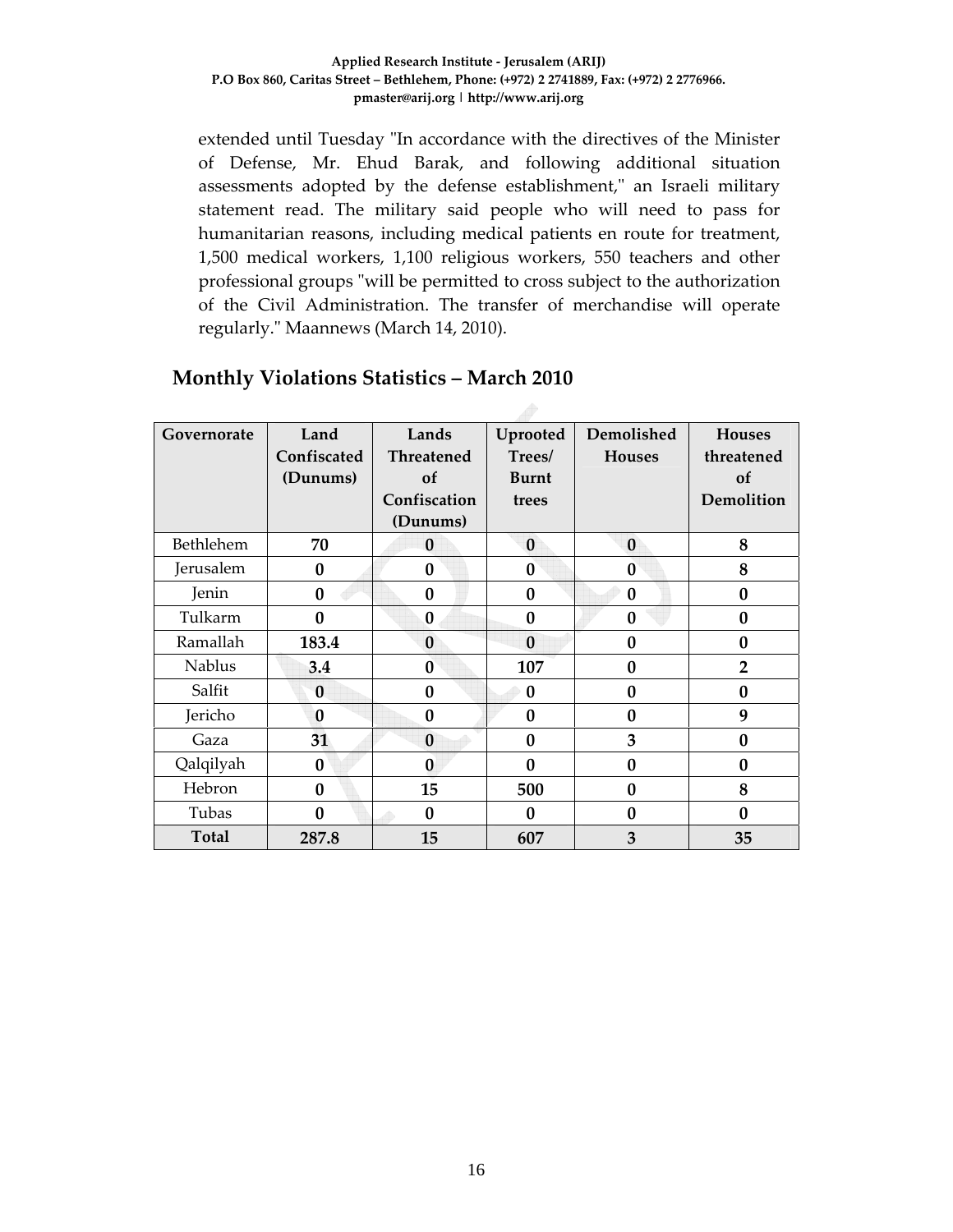extended until Tuesday "In accordance with the directives of the Minister of Defense, Mr. Ehud Barak, and following additional situation assessments adopted by the defense establishment," an Israeli military statement read. The military said people who will need to pass for humanitarian reasons, including medical patients en route for treatment, 1,500 medical workers, 1,100 religious workers, 550 teachers and other professional groups "will be permitted to cross subject to the authorization of the Civil Administration. The transfer of merchandise will operate regularly." Maannews (March 14, 2010).

## Monthly Violations Statistics – March 2010

| Governorate | Land Confiscated (Dunums) | Lands Threatened of Confiscation (Dunums) | Uprooted Trees/ Burnt trees | Demolished Houses | Houses threatened of Demolition |
|---|---|---|---|---|---|
| Bethlehem | **70** | **0** | **0** | **0** | **8** |
| Jerusalem | **0** | **0** | **0** | **0** | **8** |
| Jenin | **0** | **0** | **0** | **0** | **0** |
| Tulkarm | **0** | **0** | **0** | **0** | **0** |
| Ramallah | **183.4** | **0** | **0** | **0** | **0** |
| Nablus | **3.4** | **0** | **107** | **0** | **2** |
| Salfit | **0** | **0** | **0** | **0** | **0** |
| Jericho | **0** | **0** | **0** | **0** | **9** |
| Gaza | **31** | **0** | **0** | **3** | **0** |
| Qalqilyah | **0** | **0** | **0** | **0** | **0** |
| Hebron | **0** | **15** | **500** | **0** | **8** |
| Tubas | **0** | **0** | **0** | **0** | **0** |
| **Total** | **287.8** | **15** | **607** | **3** | **35** |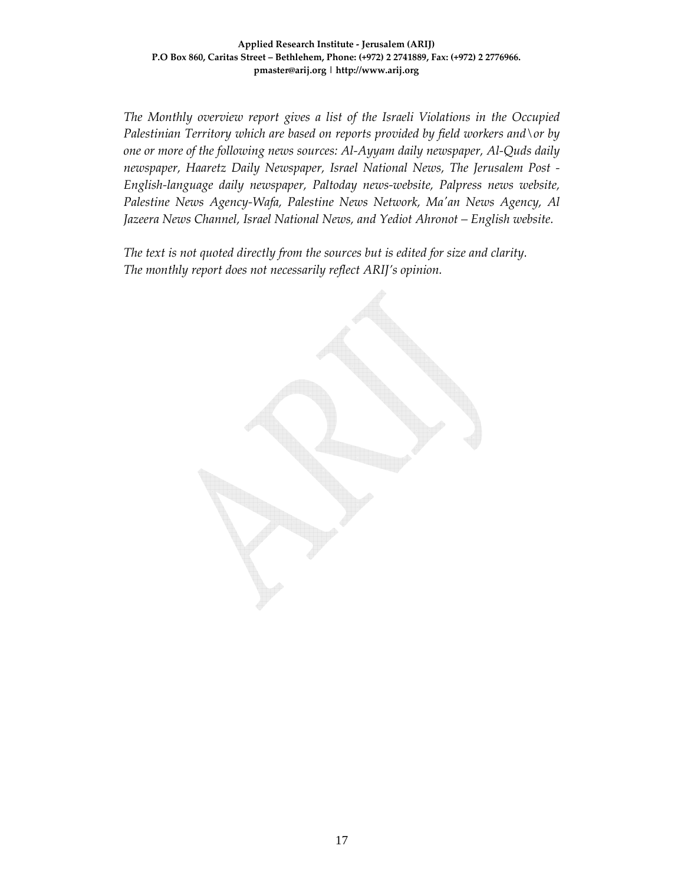*The Monthly overview report gives a list of the Israeli Violations in the Occupied Palestinian Territory which are based on reports provided by field workers and\or by one or more of the following news sources: Al-Ayyam daily newspaper, Al-Quds daily newspaper, Haaretz Daily Newspaper, Israel National News, The Jerusalem Post - English-language daily newspaper, Paltoday news-website, Palpress news website, Palestine News Agency-Wafa, Palestine News Network, Ma'an News Agency, Al Jazeera News Channel, Israel National News, and Yediot Ahronot – English website.*

*The text is not quoted directly from the sources but is edited for size and clarity.*
*The monthly report does not necessarily reflect ARIJ's opinion.*